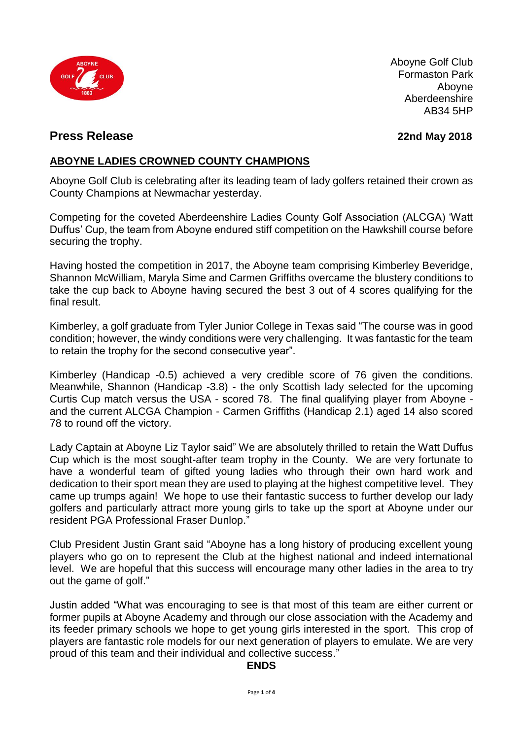Aboyne Golf Club
Formaston Park
Aboyne
Aberdeenshire
AB34 5HP

## Press Release

**22nd May 2018**

### ABOYNE LADIES CROWNED COUNTY CHAMPIONS

Aboyne Golf Club is celebrating after its leading team of lady golfers retained their crown as County Champions at Newmachar yesterday.

Competing for the coveted Aberdeenshire Ladies County Golf Association (ALCGA) 'Watt Duffus' Cup, the team from Aboyne endured stiff competition on the Hawkshill course before securing the trophy.

Having hosted the competition in 2017, the Aboyne team comprising Kimberley Beveridge, Shannon McWilliam, Maryla Sime and Carmen Griffiths overcame the blustery conditions to take the cup back to Aboyne having secured the best 3 out of 4 scores qualifying for the final result.

Kimberley, a golf graduate from Tyler Junior College in Texas said "The course was in good condition; however, the windy conditions were very challenging. It was fantastic for the team to retain the trophy for the second consecutive year".

Kimberley (Handicap -0.5) achieved a very credible score of 76 given the conditions. Meanwhile, Shannon (Handicap -3.8) - the only Scottish lady selected for the upcoming Curtis Cup match versus the USA - scored 78. The final qualifying player from Aboyne - and the current ALCGA Champion - Carmen Griffiths (Handicap 2.1) aged 14 also scored 78 to round off the victory.

Lady Captain at Aboyne Liz Taylor said" We are absolutely thrilled to retain the Watt Duffus Cup which is the most sought-after team trophy in the County. We are very fortunate to have a wonderful team of gifted young ladies who through their own hard work and dedication to their sport mean they are used to playing at the highest competitive level. They came up trumps again! We hope to use their fantastic success to further develop our lady golfers and particularly attract more young girls to take up the sport at Aboyne under our resident PGA Professional Fraser Dunlop."

Club President Justin Grant said "Aboyne has a long history of producing excellent young players who go on to represent the Club at the highest national and indeed international level. We are hopeful that this success will encourage many other ladies in the area to try out the game of golf."

Justin added "What was encouraging to see is that most of this team are either current or former pupils at Aboyne Academy and through our close association with the Academy and its feeder primary schools we hope to get young girls interested in the sport. This crop of players are fantastic role models for our next generation of players to emulate. We are very proud of this team and their individual and collective success."

**ENDS**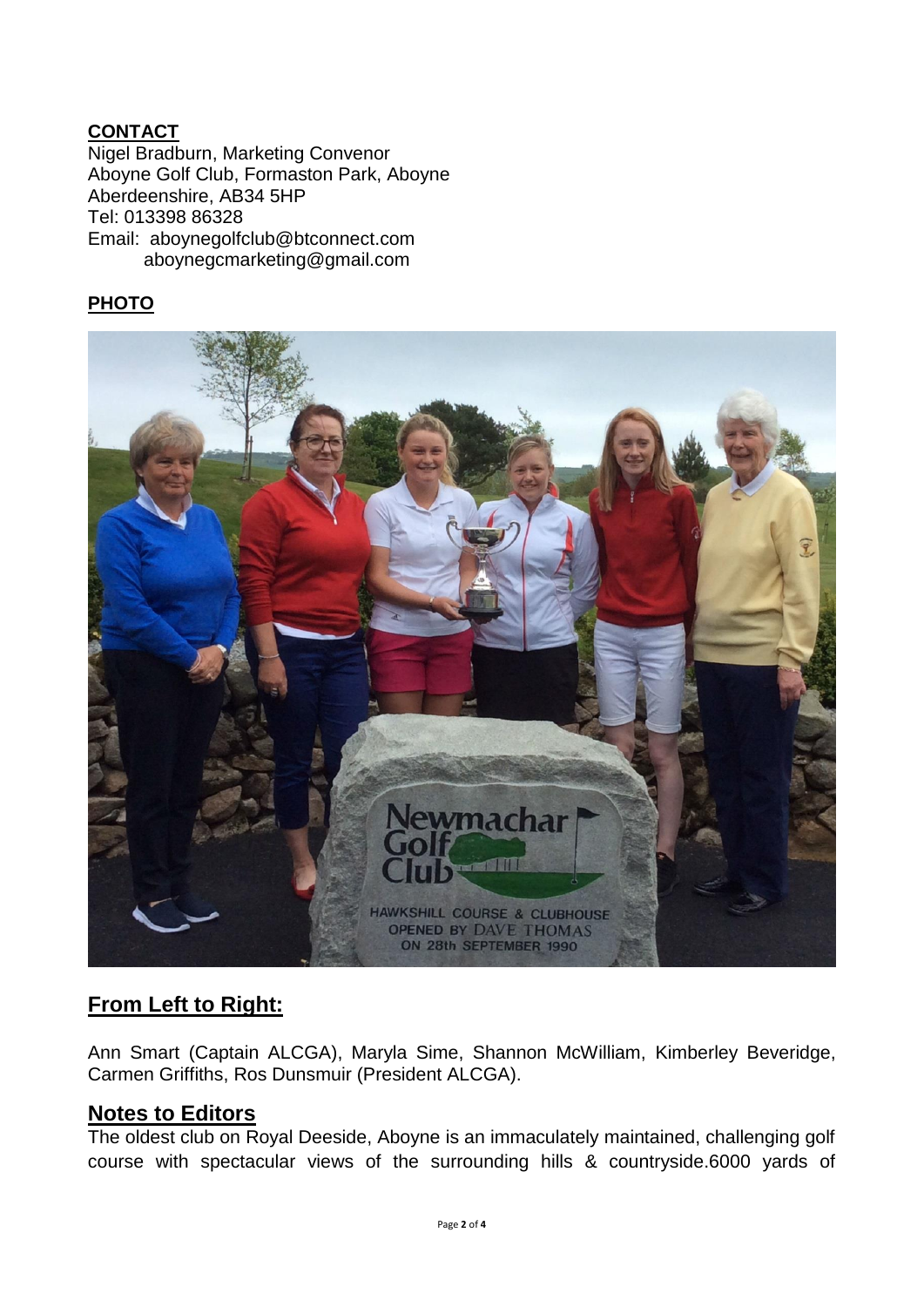**CONTACT**
Nigel Bradburn, Marketing Convenor
Aboyne Golf Club, Formaston Park, Aboyne
Aberdeenshire, AB34 5HP
Tel: 013398 86328
Email: aboynegolfclub@btconnect.com
aboynegcmarketing@gmail.com

**PHOTO**

## From Left to Right:

Ann Smart (Captain ALCGA), Maryla Sime, Shannon McWilliam, Kimberley Beveridge, Carmen Griffiths, Ros Dunsmuir (President ALCGA).

## Notes to Editors

The oldest club on Royal Deeside, Aboyne is an immaculately maintained, challenging golf course with spectacular views of the surrounding hills & countryside.6000 yards of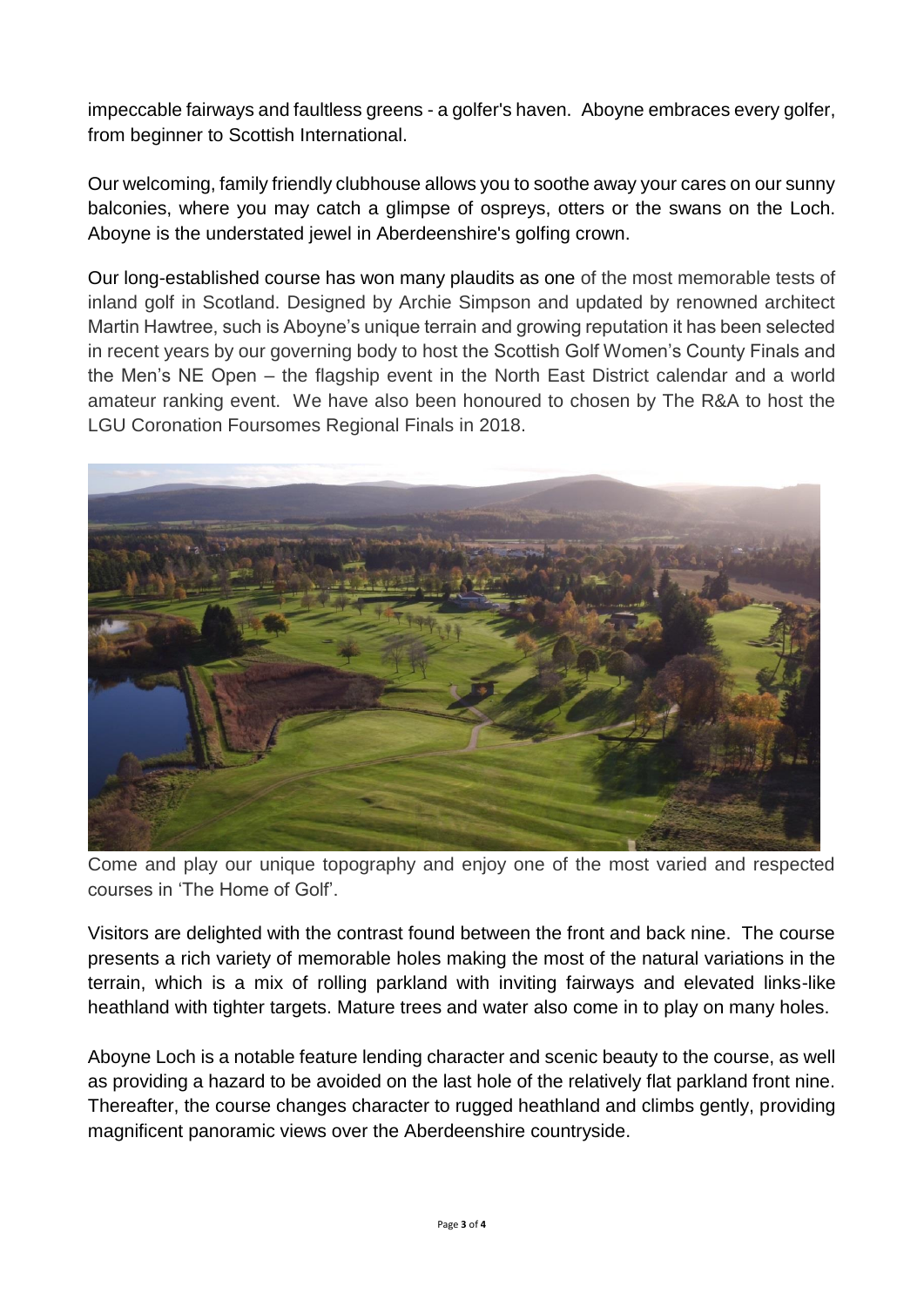impeccable fairways and faultless greens - a golfer's haven. Aboyne embraces every golfer, from beginner to Scottish International.

Our welcoming, family friendly clubhouse allows you to soothe away your cares on our sunny balconies, where you may catch a glimpse of ospreys, otters or the swans on the Loch. Aboyne is the understated jewel in Aberdeenshire's golfing crown.

Our long-established course has won many plaudits as one of the most memorable tests of inland golf in Scotland. Designed by Archie Simpson and updated by renowned architect Martin Hawtree, such is Aboyne's unique terrain and growing reputation it has been selected in recent years by our governing body to host the Scottish Golf Women's County Finals and the Men's NE Open – the flagship event in the North East District calendar and a world amateur ranking event. We have also been honoured to chosen by The R&A to host the LGU Coronation Foursomes Regional Finals in 2018.

Come and play our unique topography and enjoy one of the most varied and respected courses in 'The Home of Golf'.

Visitors are delighted with the contrast found between the front and back nine. The course presents a rich variety of memorable holes making the most of the natural variations in the terrain, which is a mix of rolling parkland with inviting fairways and elevated links-like heathland with tighter targets. Mature trees and water also come in to play on many holes.

Aboyne Loch is a notable feature lending character and scenic beauty to the course, as well as providing a hazard to be avoided on the last hole of the relatively flat parkland front nine. Thereafter, the course changes character to rugged heathland and climbs gently, providing magnificent panoramic views over the Aberdeenshire countryside.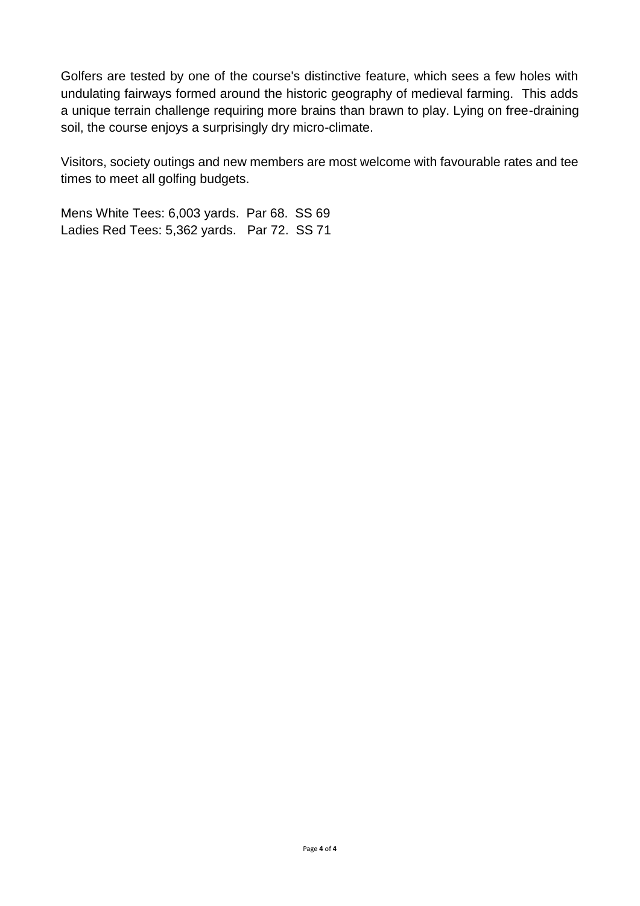Golfers are tested by one of the course's distinctive feature, which sees a few holes with undulating fairways formed around the historic geography of medieval farming. This adds a unique terrain challenge requiring more brains than brawn to play. Lying on free-draining soil, the course enjoys a surprisingly dry micro-climate.

Visitors, society outings and new members are most welcome with favourable rates and tee times to meet all golfing budgets.

Mens White Tees: 6,003 yards. Par 68. SS 69
Ladies Red Tees: 5,362 yards. Par 72. SS 71